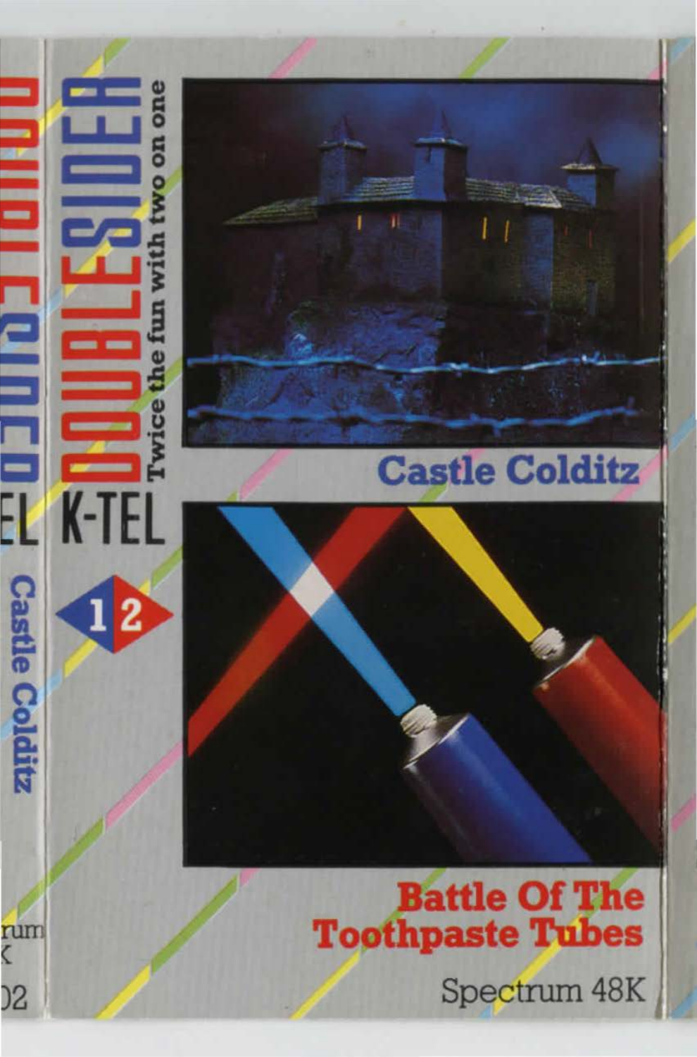# DOUBLESIDER

Twice the fun with two on one

K-TEL

1 2

## Castle Colditz

## Battle Of The Toothpaste Tubes

Spectrum 48K

K-TEL Castle Colditz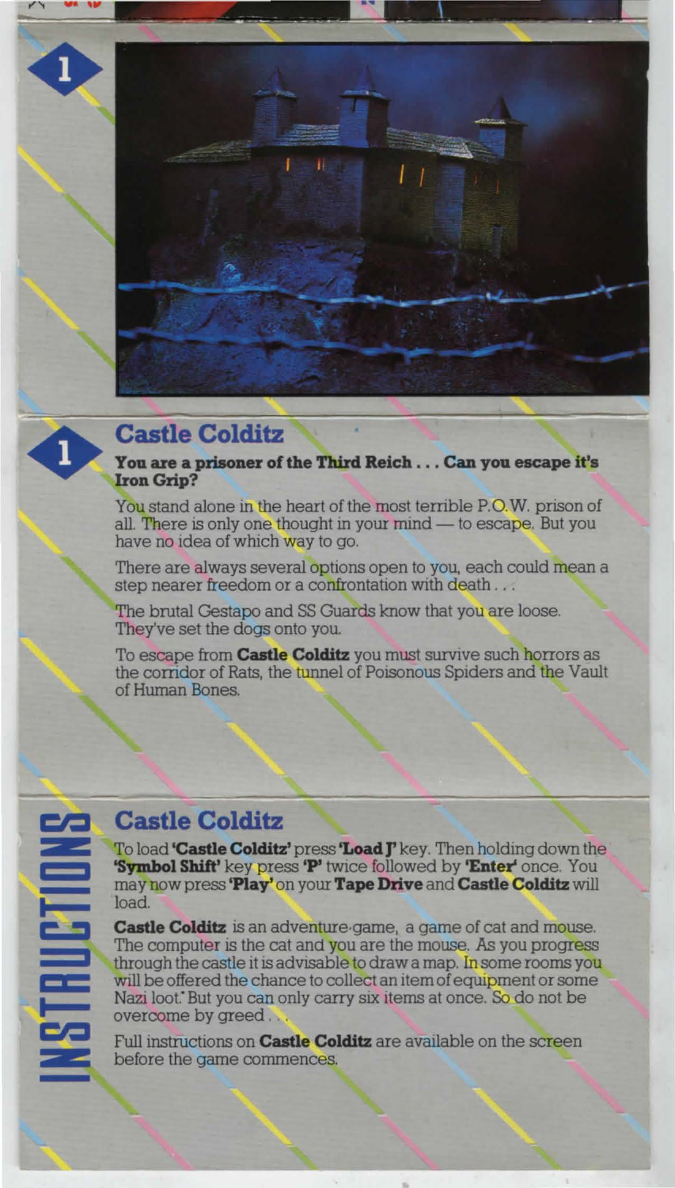## Castle Colditz

**You are a prisoner of the Third Reich . . . Can you escape it's Iron Grip?**

You stand alone in the heart of the most terrible P.O.W. prison of all. There is only one thought in your mind — to escape. But you have no idea of which way to go.

There are always several options open to you, each could mean a step nearer freedom or a confrontation with death . . .

The brutal Gestapo and SS Guards know that you are loose. They've set the dogs onto you.

To escape from **Castle Colditz** you must survive such horrors as the corridor of Rats, the tunnel of Poisonous Spiders and the Vault of Human Bones.

# INSTRUCTIONS

## Castle Colditz

To load **'Castle Colditz'** press **'Load J'** key. Then holding down the **'Symbol Shift'** key press **'P'** twice followed by **'Enter'** once. You may now press **'Play'** on your **Tape Drive** and **Castle Colditz** will load.

**Castle Colditz** is an adventure-game, a game of cat and mouse. The computer is the cat and you are the mouse. As you progress through the castle it is advisable to draw a map. In some rooms you will be offered the chance to collect an item of equipment or some Nazi loot. But you can only carry six items at once. So do not be overcome by greed . . .

Full instructions on **Castle Colditz** are available on the screen before the game commences.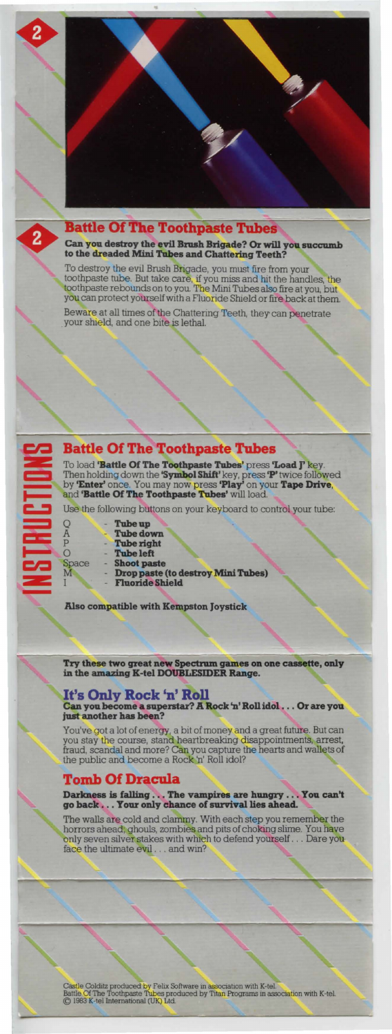## Battle Of The Toothpaste Tubes

**Can you destroy the evil Brush Brigade? Or will you succumb to the dreaded Mini Tubes and Chattering Teeth?**

To destroy the evil Brush Brigade, you must fire from your toothpaste tube. But take care, if you miss and hit the handles, the toothpaste rebounds on to you. The Mini Tubes also fire at you, but you can protect yourself with a Fluoride Shield or fire back at them.

Beware at all times of the Chattering Teeth, they can penetrate your shield, and one bite is lethal.

# INSTRUCTIONS

## Battle Of The Toothpaste Tubes

To load **'Battle Of The Toothpaste Tubes'** press **'Load J'** key. Then holding down the **'Symbol Shift'** key, press **'P'** twice followed by **'Enter'** once. You may now press **'Play'** on your **Tape Drive**, and **'Battle Of The Toothpaste Tubes'** will load.

Use the following buttons on your keyboard to control your tube:

- Q - **Tube up**
- A - **Tube down**
- P - **Tube right**
- O - **Tube left**
- Space - **Shoot paste**
- M - **Drop paste (to destroy Mini Tubes)**
- I - **Fluoride Shield**

**Also compatible with Kempston Joystick**

**Try these two great new Spectrum games on one cassette, only in the amazing K-tel DOUBLESIDER Range.**

## It's Only Rock 'n' Roll

**Can you become a superstar? A Rock 'n' Roll idol . . . Or are you just another has been?**

You've got a lot of energy, a bit of money and a great future. But can you stay the course, stand heartbreaking disappointments, arrest, fraud, scandal and more? Can you capture the hearts and wallets of the public and become a Rock 'n' Roll idol?

## Tomb Of Dracula

**Darkness is falling . . . The vampires are hungry . . . You can't go back . . . Your only chance of survival lies ahead.**

The walls are cold and clammy. With each step you remember the horrors ahead; ghouls, zombies and pits of choking slime. You have only seven silver stakes with which to defend yourself . . . Dare you face the ultimate evil . . . and win?

Castle Colditz produced by Felix Software in association with K-tel.
Battle Of The Toothpaste Tubes produced by Titan Programs in association with K-tel.
© 1983 K-tel International (UK) Ltd.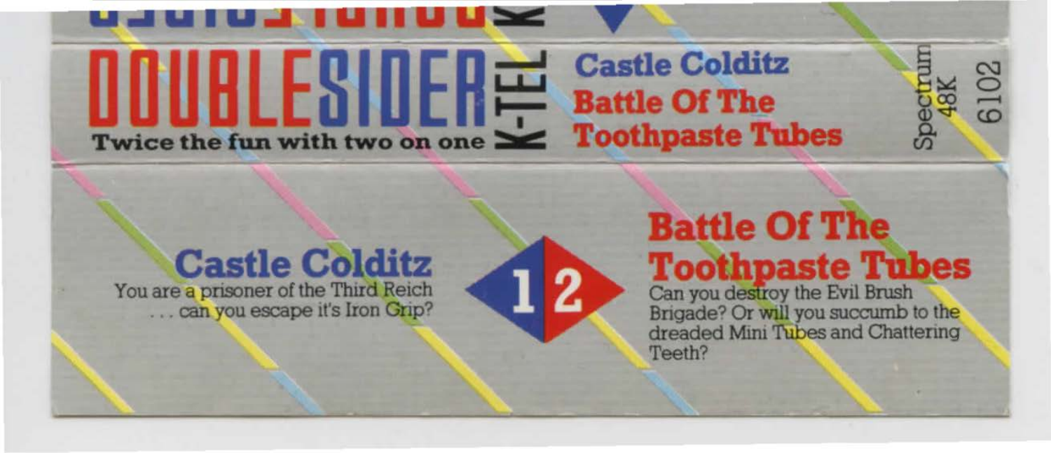# DOUBLESIDER

**Twice the fun with two on one**

K-TEL

**Castle Colditz**

**Battle Of The Toothpaste Tubes**

Spectrum 48K

6102

## Castle Colditz

You are a prisoner of the Third Reich . . . can you escape it's Iron Grip?

1 2

## Battle Of The Toothpaste Tubes

Can you destroy the Evil Brush Brigade? Or will you succumb to the dreaded Mini Tubes and Chattering Teeth?